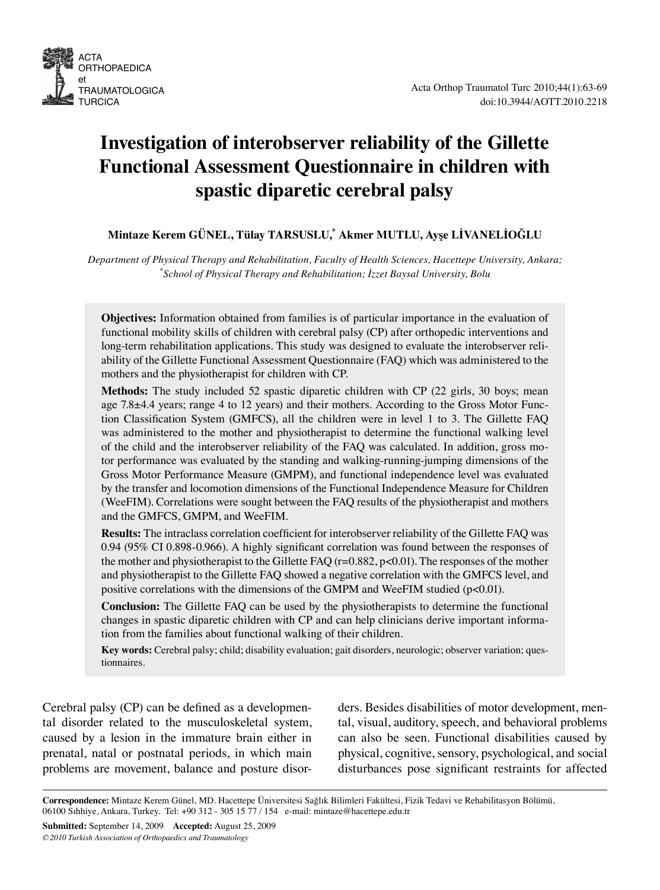# Investigation of interobserver reliability of the Gillette Functional Assessment Questionnaire in children with spastic diparetic cerebral palsy

**Mintaze Kerem GÜNEL, Tülay TARSUSLU,[*] Akmer MUTLU, Ayşe LİVANELİOĞLU**

*Department of Physical Therapy and Rehabilitation, Faculty of Health Sciences, Hacettepe University, Ankara;*
*[*]School of Physical Therapy and Rehabilitation; İzzet Baysal University, Bolu*

**Objectives:** Information obtained from families is of particular importance in the evaluation of functional mobility skills of children with cerebral palsy (CP) after orthopedic interventions and long-term rehabilitation applications. This study was designed to evaluate the interobserver reliability of the Gillette Functional Assessment Questionnaire (FAQ) which was administered to the mothers and the physiotherapist for children with CP.

**Methods:** The study included 52 spastic diparetic children with CP (22 girls, 30 boys; mean age 7.8±4.4 years; range 4 to 12 years) and their mothers. According to the Gross Motor Function Classification System (GMFCS), all the children were in level 1 to 3. The Gillette FAQ was administered to the mother and physiotherapist to determine the functional walking level of the child and the interobserver reliability of the FAQ was calculated. In addition, gross motor performance was evaluated by the standing and walking-running-jumping dimensions of the Gross Motor Performance Measure (GMPM), and functional independence level was evaluated by the transfer and locomotion dimensions of the Functional Independence Measure for Children (WeeFIM). Correlations were sought between the FAQ results of the physiotherapist and mothers and the GMFCS, GMPM, and WeeFIM.

**Results:** The intraclass correlation coefficient for interobserver reliability of the Gillette FAQ was 0.94 (95% CI 0.898-0.966). A highly significant correlation was found between the responses of the mother and physiotherapist to the Gillette FAQ ($r=0.882$, $p<0.01$). The responses of the mother and physiotherapist to the Gillette FAQ showed a negative correlation with the GMFCS level, and positive correlations with the dimensions of the GMPM and WeeFIM studied ($p<0.01$).

**Conclusion:** The Gillette FAQ can be used by the physiotherapists to determine the functional changes in spastic diparetic children with CP and can help clinicians derive important information from the families about functional walking of their children.

**Key words:** Cerebral palsy; child; disability evaluation; gait disorders, neurologic; observer variation; questionnaires.

Cerebral palsy (CP) can be defined as a developmental disorder related to the musculoskeletal system, caused by a lesion in the immature brain either in prenatal, natal or postnatal periods, in which main problems are movement, balance and posture disorders. Besides disabilities of motor development, mental, visual, auditory, speech, and behavioral problems can also be seen. Functional disabilities caused by physical, cognitive, sensory, psychological, and social disturbances pose significant restraints for affected

**Correspondence:** Mintaze Kerem Günel, MD. Hacettepe Üniversitesi Sağlık Bilimleri Fakültesi, Fizik Tedavi ve Rehabilitasyon Bölümü, 06100 Sıhhiye, Ankara, Turkey. Tel: +90 312 - 305 15 77 / 154 e-mail: mintaze@hacettepe.edu.tr

**Submitted:** September 14, 2009 **Accepted:** August 25, 2009

*© 2010 Turkish Association of Orthopaedics and Traumatology*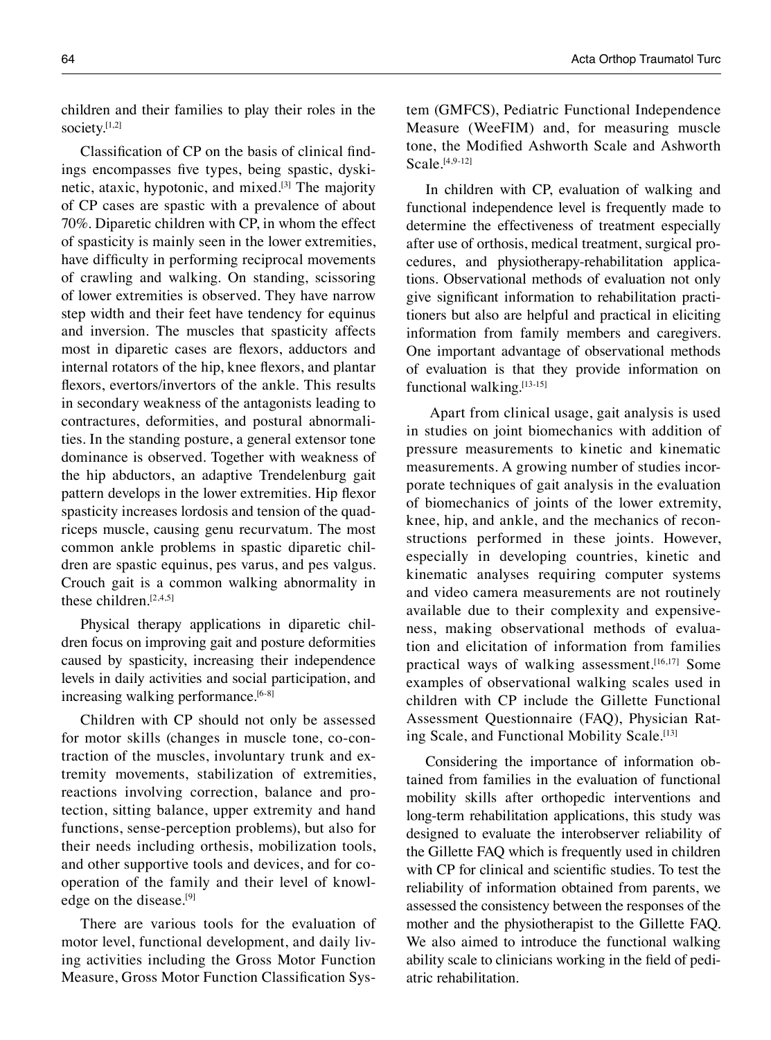children and their families to play their roles in the society.[1,2]

Classification of CP on the basis of clinical findings encompasses five types, being spastic, dyskinetic, ataxic, hypotonic, and mixed.[3] The majority of CP cases are spastic with a prevalence of about 70%. Diparetic children with CP, in whom the effect of spasticity is mainly seen in the lower extremities, have difficulty in performing reciprocal movements of crawling and walking. On standing, scissoring of lower extremities is observed. They have narrow step width and their feet have tendency for equinus and inversion. The muscles that spasticity affects most in diparetic cases are flexors, adductors and internal rotators of the hip, knee flexors, and plantar flexors, evertors/invertors of the ankle. This results in secondary weakness of the antagonists leading to contractures, deformities, and postural abnormalities. In the standing posture, a general extensor tone dominance is observed. Together with weakness of the hip abductors, an adaptive Trendelenburg gait pattern develops in the lower extremities. Hip flexor spasticity increases lordosis and tension of the quadriceps muscle, causing genu recurvatum. The most common ankle problems in spastic diparetic children are spastic equinus, pes varus, and pes valgus. Crouch gait is a common walking abnormality in these children.[2,4,5]

Physical therapy applications in diparetic children focus on improving gait and posture deformities caused by spasticity, increasing their independence levels in daily activities and social participation, and increasing walking performance.[6-8]

Children with CP should not only be assessed for motor skills (changes in muscle tone, co-contraction of the muscles, involuntary trunk and extremity movements, stabilization of extremities, reactions involving correction, balance and protection, sitting balance, upper extremity and hand functions, sense-perception problems), but also for their needs including orthesis, mobilization tools, and other supportive tools and devices, and for cooperation of the family and their level of knowledge on the disease.[9]

There are various tools for the evaluation of motor level, functional development, and daily living activities including the Gross Motor Function Measure, Gross Motor Function Classification System (GMFCS), Pediatric Functional Independence Measure (WeeFIM) and, for measuring muscle tone, the Modified Ashworth Scale and Ashworth Scale.[4,9-12]

In children with CP, evaluation of walking and functional independence level is frequently made to determine the effectiveness of treatment especially after use of orthosis, medical treatment, surgical procedures, and physiotherapy-rehabilitation applications. Observational methods of evaluation not only give significant information to rehabilitation practitioners but also are helpful and practical in eliciting information from family members and caregivers. One important advantage of observational methods of evaluation is that they provide information on functional walking.[13-15]

Apart from clinical usage, gait analysis is used in studies on joint biomechanics with addition of pressure measurements to kinetic and kinematic measurements. A growing number of studies incorporate techniques of gait analysis in the evaluation of biomechanics of joints of the lower extremity, knee, hip, and ankle, and the mechanics of reconstructions performed in these joints. However, especially in developing countries, kinetic and kinematic analyses requiring computer systems and video camera measurements are not routinely available due to their complexity and expensiveness, making observational methods of evaluation and elicitation of information from families practical ways of walking assessment.[16,17] Some examples of observational walking scales used in children with CP include the Gillette Functional Assessment Questionnaire (FAQ), Physician Rating Scale, and Functional Mobility Scale.[13]

Considering the importance of information obtained from families in the evaluation of functional mobility skills after orthopedic interventions and long-term rehabilitation applications, this study was designed to evaluate the interobserver reliability of the Gillette FAQ which is frequently used in children with CP for clinical and scientific studies. To test the reliability of information obtained from parents, we assessed the consistency between the responses of the mother and the physiotherapist to the Gillette FAQ. We also aimed to introduce the functional walking ability scale to clinicians working in the field of pediatric rehabilitation.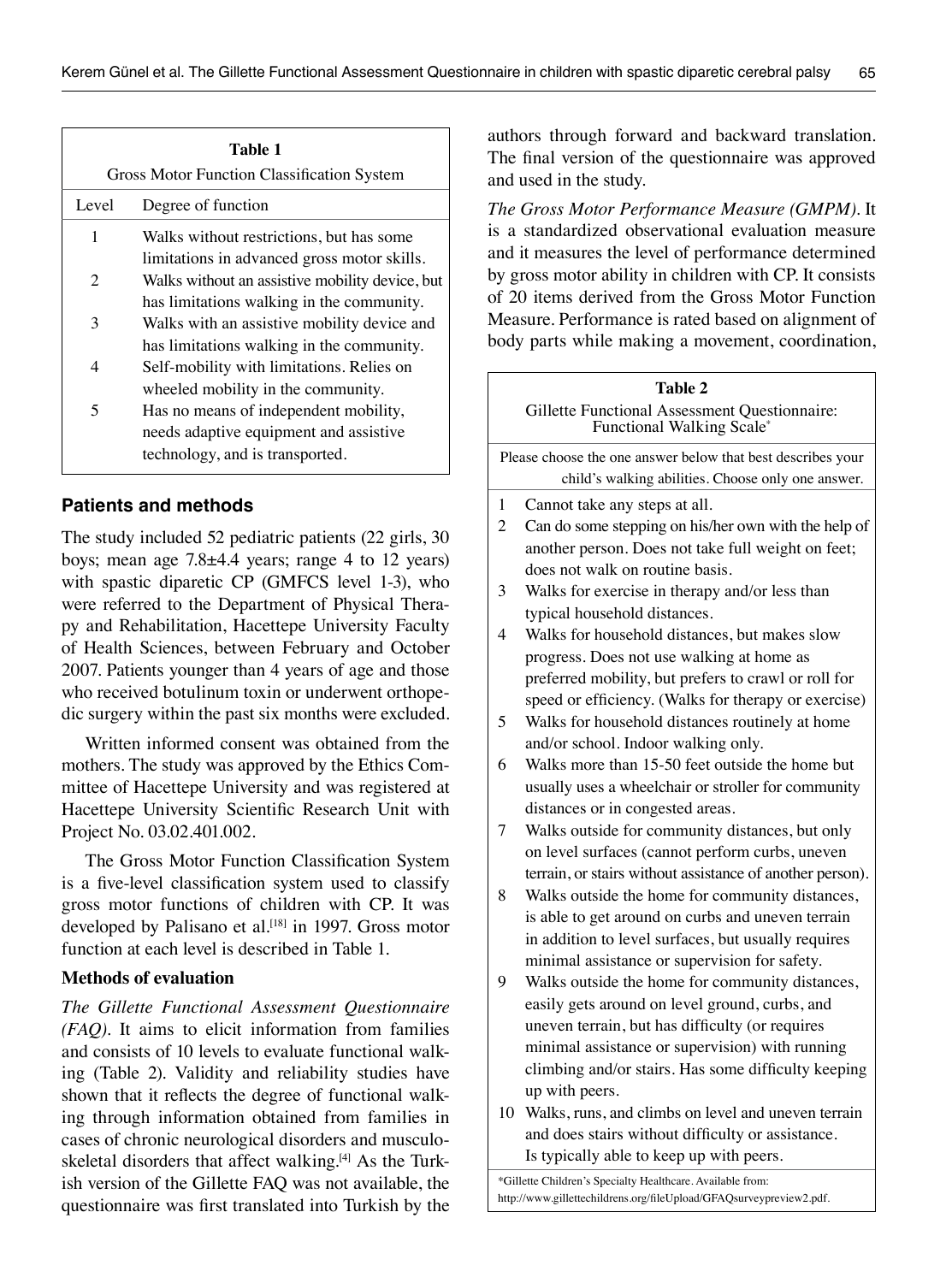**Table 1**

Gross Motor Function Classification System

| Level | Degree of function |
|---|---|
| 1 | Walks without restrictions, but has some limitations in advanced gross motor skills. |
| 2 | Walks without an assistive mobility device, but has limitations walking in the community. |
| 3 | Walks with an assistive mobility device and has limitations walking in the community. |
| 4 | Self-mobility with limitations. Relies on wheeled mobility in the community. |
| 5 | Has no means of independent mobility, needs adaptive equipment and assistive technology, and is transported. |

## Patients and methods

The study included 52 pediatric patients (22 girls, 30 boys; mean age 7.8±4.4 years; range 4 to 12 years) with spastic diparetic CP (GMFCS level 1-3), who were referred to the Department of Physical Therapy and Rehabilitation, Hacettepe University Faculty of Health Sciences, between February and October 2007. Patients younger than 4 years of age and those who received botulinum toxin or underwent orthopedic surgery within the past six months were excluded.

Written informed consent was obtained from the mothers. The study was approved by the Ethics Committee of Hacettepe University and was registered at Hacettepe University Scientific Research Unit with Project No. 03.02.401.002.

The Gross Motor Function Classification System is a five-level classification system used to classify gross motor functions of children with CP. It was developed by Palisano et al.[18] in 1997. Gross motor function at each level is described in Table 1.

### Methods of evaluation

*The Gillette Functional Assessment Questionnaire (FAQ).* It aims to elicit information from families and consists of 10 levels to evaluate functional walking (Table 2). Validity and reliability studies have shown that it reflects the degree of functional walking through information obtained from families in cases of chronic neurological disorders and musculoskeletal disorders that affect walking.[4] As the Turkish version of the Gillette FAQ was not available, the questionnaire was first translated into Turkish by the authors through forward and backward translation. The final version of the questionnaire was approved and used in the study.

*The Gross Motor Performance Measure (GPMP).* It is a standardized observational evaluation measure and it measures the level of performance determined by gross motor ability in children with CP. It consists of 20 items derived from the Gross Motor Function Measure. Performance is rated based on alignment of body parts while making a movement, coordination,

**Table 2**

Gillette Functional Assessment Questionnaire: Functional Walking Scale*

Please choose the one answer below that best describes your child's walking abilities. Choose only one answer.

| | |
|---|---|
| 1 | Cannot take any steps at all. |
| 2 | Can do some stepping on his/her own with the help of another person. Does not take full weight on feet; does not walk on routine basis. |
| 3 | Walks for exercise in therapy and/or less than typical household distances. |
| 4 | Walks for household distances, but makes slow progress. Does not use walking at home as preferred mobility, but prefers to crawl or roll for speed or efficiency. (Walks for therapy or exercise) |
| 5 | Walks for household distances routinely at home and/or school. Indoor walking only. |
| 6 | Walks more than 15-50 feet outside the home but usually uses a wheelchair or stroller for community distances or in congested areas. |
| 7 | Walks outside for community distances, but only on level surfaces (cannot perform curbs, uneven terrain, or stairs without assistance of another person). |
| 8 | Walks outside the home for community distances, is able to get around on curbs and uneven terrain in addition to level surfaces, but usually requires minimal assistance or supervision for safety. |
| 9 | Walks outside the home for community distances, easily gets around on level ground, curbs, and uneven terrain, but has difficulty (or requires minimal assistance or supervision) with running climbing and/or stairs. Has some difficulty keeping up with peers. |
| 10 | Walks, runs, and climbs on level and uneven terrain and does stairs without difficulty or assistance. Is typically able to keep up with peers. |

*Gillette Children's Specialty Healthcare. Available from: http://www.gillettechildrens.org/fileUpload/GFAQsurveypreview2.pdf.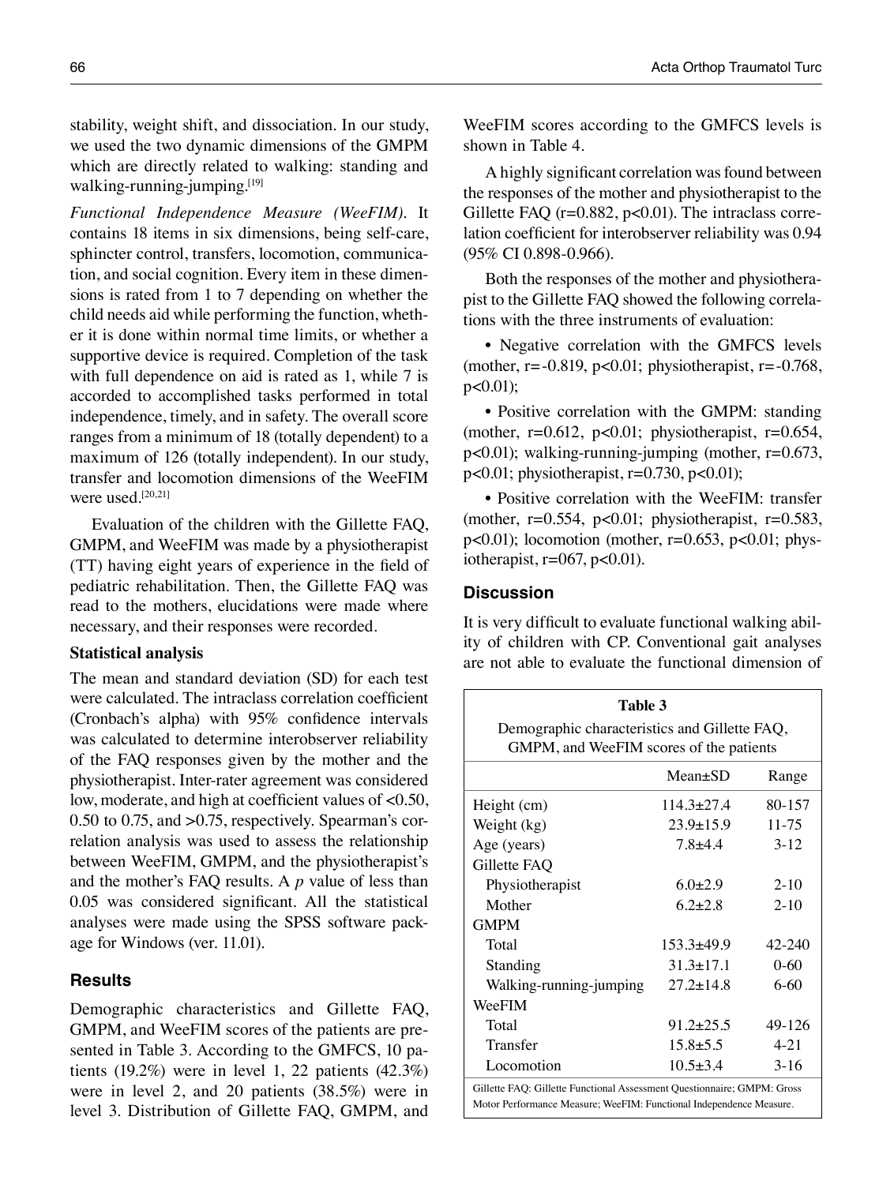stability, weight shift, and dissociation. In our study, we used the two dynamic dimensions of the GMPM which are directly related to walking: standing and walking-running-jumping.[19]

*Functional Independence Measure (WeeFIM).* It contains 18 items in six dimensions, being self-care, sphincter control, transfers, locomotion, communication, and social cognition. Every item in these dimensions is rated from 1 to 7 depending on whether the child needs aid while performing the function, whether it is done within normal time limits, or whether a supportive device is required. Completion of the task with full dependence on aid is rated as 1, while 7 is accorded to accomplished tasks performed in total independence, timely, and in safety. The overall score ranges from a minimum of 18 (totally dependent) to a maximum of 126 (totally independent). In our study, transfer and locomotion dimensions of the WeeFIM were used.[20,21]

Evaluation of the children with the Gillette FAQ, GMPM, and WeeFIM was made by a physiotherapist (TT) having eight years of experience in the field of pediatric rehabilitation. Then, the Gillette FAQ was read to the mothers, elucidations were made where necessary, and their responses were recorded.

### Statistical analysis

The mean and standard deviation (SD) for each test were calculated. The intraclass correlation coefficient (Cronbach's alpha) with 95% confidence intervals was calculated to determine interobserver reliability of the FAQ responses given by the mother and the physiotherapist. Inter-rater agreement was considered low, moderate, and high at coefficient values of <0.50, 0.50 to 0.75, and >0.75, respectively. Spearman's correlation analysis was used to assess the relationship between WeeFIM, GMPM, and the physiotherapist's and the mother's FAQ results. A *p* value of less than 0.05 was considered significant. All the statistical analyses were made using the SPSS software package for Windows (ver. 11.01).

## Results

Demographic characteristics and Gillette FAQ, GMPM, and WeeFIM scores of the patients are presented in Table 3. According to the GMFCS, 10 patients (19.2%) were in level 1, 22 patients (42.3%) were in level 2, and 20 patients (38.5%) were in level 3. Distribution of Gillette FAQ, GMPM, and WeeFIM scores according to the GMFCS levels is shown in Table 4.

A highly significant correlation was found between the responses of the mother and physiotherapist to the Gillette FAQ ($r=0.882$, $p<0.01$). The intraclass correlation coefficient for interobserver reliability was 0.94 (95% CI 0.898-0.966).

Both the responses of the mother and physiotherapist to the Gillette FAQ showed the following correlations with the three instruments of evaluation:

- Negative correlation with the GMFCS levels (mother, $r=-0.819$, $p<0.01$; physiotherapist, $r=-0.768$, $p<0.01$);
- Positive correlation with the GMPM: standing (mother, $r=0.612$, $p<0.01$; physiotherapist, $r=0.654$, $p<0.01$); walking-running-jumping (mother, $r=0.673$, $p<0.01$; physiotherapist, $r=0.730$, $p<0.01$);
- Positive correlation with the WeeFIM: transfer (mother, $r=0.554$, $p<0.01$; physiotherapist, $r=0.583$, $p<0.01$); locomotion (mother, $r=0.653$, $p<0.01$; physiotherapist, $r=067$, $p<0.01$).

## Discussion

It is very difficult to evaluate functional walking ability of children with CP. Conventional gait analyses are not able to evaluate the functional dimension of

**Table 3**

Demographic characteristics and Gillette FAQ, GMPM, and WeeFIM scores of the patients

| | Mean±SD | Range |
|---|---|---|
| Height (cm) | 114.3±27.4 | 80-157 |
| Weight (kg) | 23.9±15.9 | 11-75 |
| Age (years) | 7.8±4.4 | 3-12 |
| Gillette FAQ | | |
| Physiotherapist | 6.0±2.9 | 2-10 |
| Mother | 6.2±2.8 | 2-10 |
| GMPM | | |
| Total | 153.3±49.9 | 42-240 |
| Standing | 31.3±17.1 | 0-60 |
| Walking-running-jumping | 27.2±14.8 | 6-60 |
| WeeFIM | | |
| Total | 91.2±25.5 | 49-126 |
| Transfer | 15.8±5.5 | 4-21 |
| Locomotion | 10.5±3.4 | 3-16 |

Gillette FAQ: Gillette Functional Assessment Questionnaire; GMPM: Gross Motor Performance Measure; WeeFIM: Functional Independence Measure.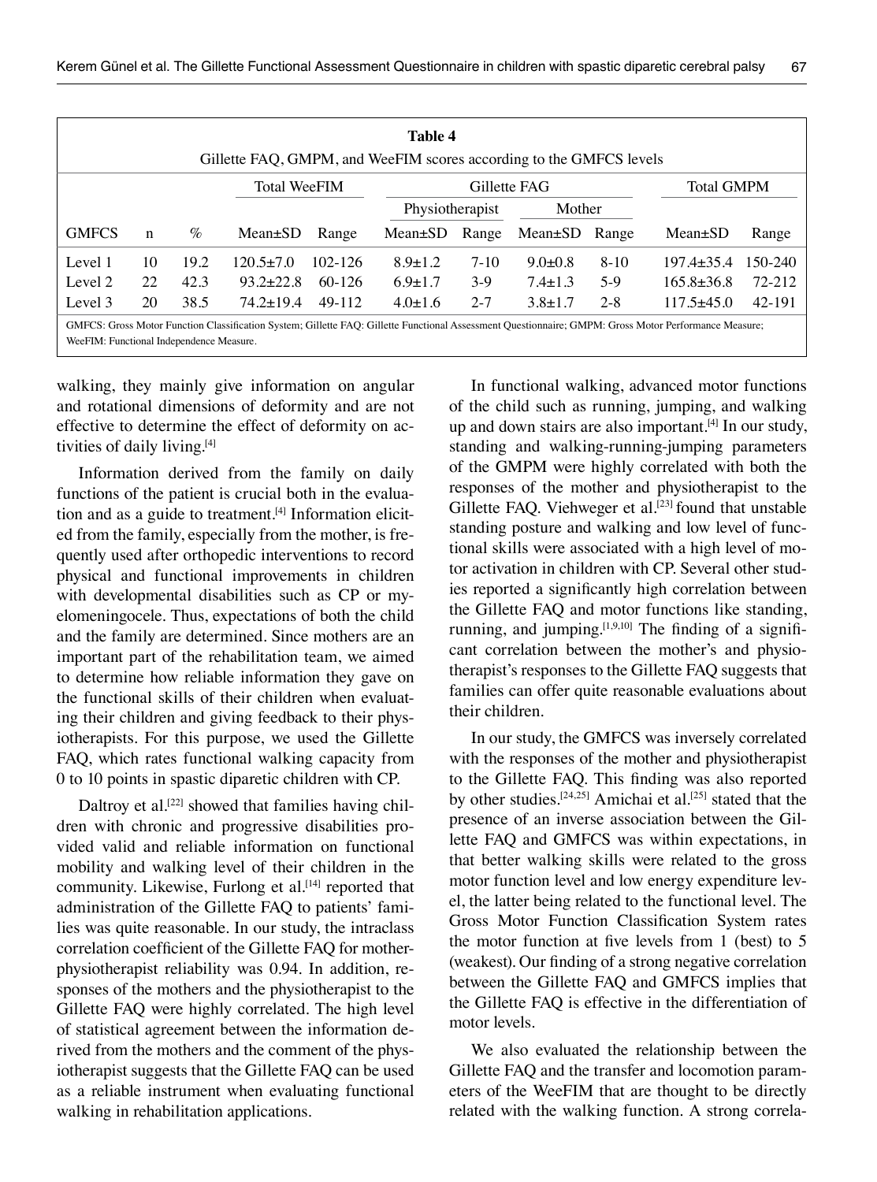**Table 4**

Gillette FAQ, GMPM, and WeeFIM scores according to the GMFCS levels

| | | | Total WeeFIM | | Gillette FAG | | | | Total GMPM | |
|---|---|---|---|---|---|---|---|---|---|---|
| | | | | | Physiotherapist | | Mother | | | |
| GMFCS | n | % | Mean±SD | Range | Mean±SD | Range | Mean±SD | Range | Mean±SD | Range |
| Level 1 | 10 | 19.2 | 120.5±7.0 | 102-126 | 8.9±1.2 | 7-10 | 9.0±0.8 | 8-10 | 197.4±35.4 | 150-240 |
| Level 2 | 22 | 42.3 | 93.2±22.8 | 60-126 | 6.9±1.7 | 3-9 | 7.4±1.3 | 5-9 | 165.8±36.8 | 72-212 |
| Level 3 | 20 | 38.5 | 74.2±19.4 | 49-112 | 4.0±1.6 | 2-7 | 3.8±1.7 | 2-8 | 117.5±45.0 | 42-191 |

GMFCS: Gross Motor Function Classification System; Gillette FAQ: Gillette Functional Assessment Questionnaire; GMPM: Gross Motor Performance Measure; WeeFIM: Functional Independence Measure.

walking, they mainly give information on angular and rotational dimensions of deformity and are not effective to determine the effect of deformity on activities of daily living.[4]

Information derived from the family on daily functions of the patient is crucial both in the evaluation and as a guide to treatment.[4] Information elicited from the family, especially from the mother, is frequently used after orthopedic interventions to record physical and functional improvements in children with developmental disabilities such as CP or myelomeningocele. Thus, expectations of both the child and the family are determined. Since mothers are an important part of the rehabilitation team, we aimed to determine how reliable information they gave on the functional skills of their children when evaluating their children and giving feedback to their physiotherapists. For this purpose, we used the Gillette FAQ, which rates functional walking capacity from 0 to 10 points in spastic diparetic children with CP.

Daltroy et al.[22] showed that families having children with chronic and progressive disabilities provided valid and reliable information on functional mobility and walking level of their children in the community. Likewise, Furlong et al.[14] reported that administration of the Gillette FAQ to patients' families was quite reasonable. In our study, the intraclass correlation coefficient of the Gillette FAQ for mother-physiotherapist reliability was 0.94. In addition, responses of the mothers and the physiotherapist to the Gillette FAQ were highly correlated. The high level of statistical agreement between the information derived from the mothers and the comment of the physiotherapist suggests that the Gillette FAQ can be used as a reliable instrument when evaluating functional walking in rehabilitation applications.

In functional walking, advanced motor functions of the child such as running, jumping, and walking up and down stairs are also important.[4] In our study, standing and walking-running-jumping parameters of the GMPM were highly correlated with both the responses of the mother and physiotherapist to the Gillette FAQ. Viehweger et al.[23] found that unstable standing posture and walking and low level of functional skills were associated with a high level of motor activation in children with CP. Several other studies reported a significantly high correlation between the Gillette FAQ and motor functions like standing, running, and jumping.[1,9,10] The finding of a significant correlation between the mother's and physiotherapist's responses to the Gillette FAQ suggests that families can offer quite reasonable evaluations about their children.

In our study, the GMFCS was inversely correlated with the responses of the mother and physiotherapist to the Gillette FAQ. This finding was also reported by other studies.[24,25] Amichai et al.[25] stated that the presence of an inverse association between the Gillette FAQ and GMFCS was within expectations, in that better walking skills were related to the gross motor function level and low energy expenditure level, the latter being related to the functional level. The Gross Motor Function Classification System rates the motor function at five levels from 1 (best) to 5 (weakest). Our finding of a strong negative correlation between the Gillette FAQ and GMFCS implies that the Gillette FAQ is effective in the differentiation of motor levels.

We also evaluated the relationship between the Gillette FAQ and the transfer and locomotion parameters of the WeeFIM that are thought to be directly related with the walking function. A strong correla-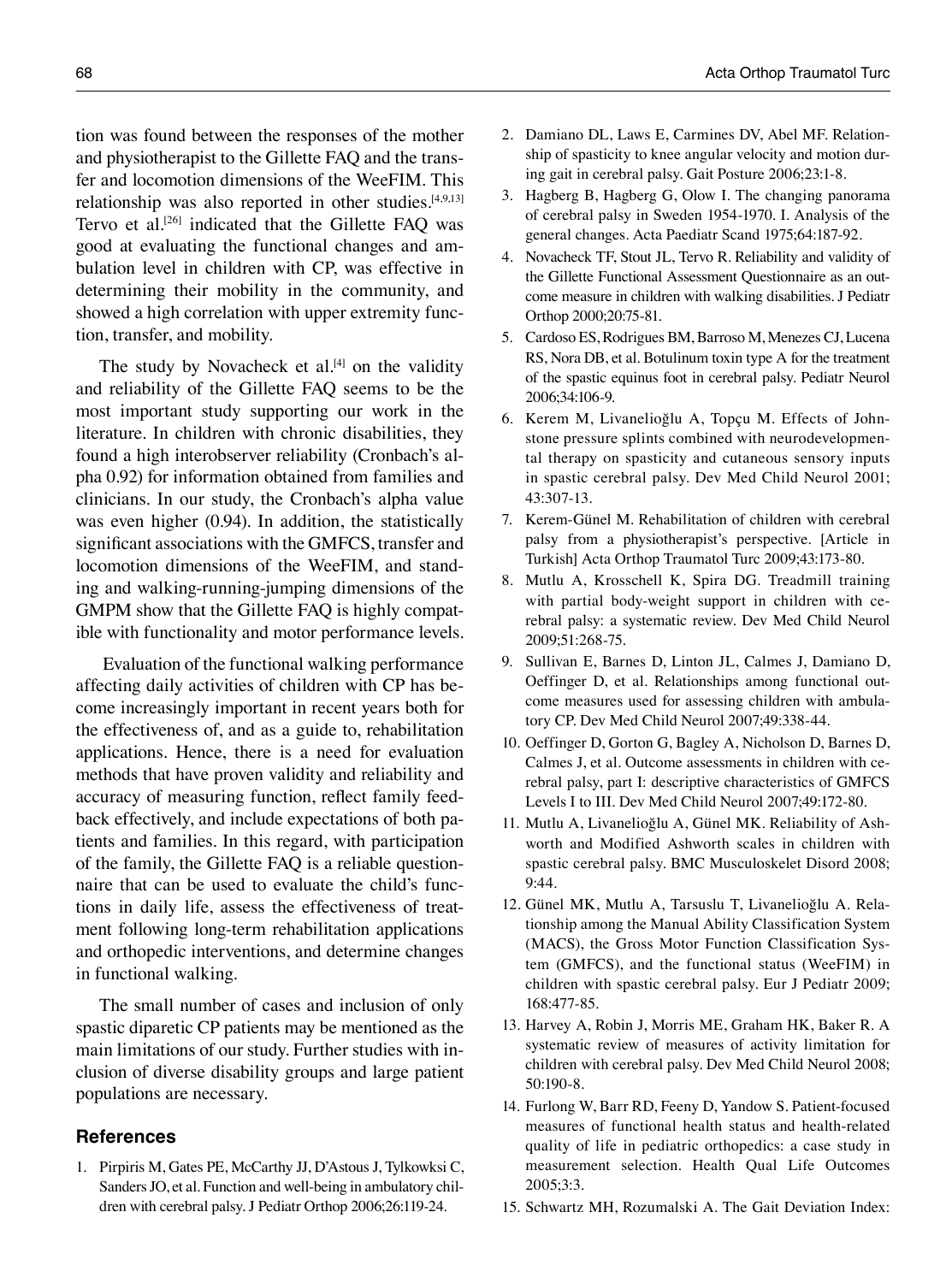tion was found between the responses of the mother and physiotherapist to the Gillette FAQ and the transfer and locomotion dimensions of the WeeFIM. This relationship was also reported in other studies.[4,9,13] Tervo et al.[26] indicated that the Gillette FAQ was good at evaluating the functional changes and ambulation level in children with CP, was effective in determining their mobility in the community, and showed a high correlation with upper extremity function, transfer, and mobility.

The study by Novacheck et al.[4] on the validity and reliability of the Gillette FAQ seems to be the most important study supporting our work in the literature. In children with chronic disabilities, they found a high interobserver reliability (Cronbach's alpha 0.92) for information obtained from families and clinicians. In our study, the Cronbach's alpha value was even higher (0.94). In addition, the statistically significant associations with the GMFCS, transfer and locomotion dimensions of the WeeFIM, and standing and walking-running-jumping dimensions of the GMPM show that the Gillette FAQ is highly compatible with functionality and motor performance levels.

Evaluation of the functional walking performance affecting daily activities of children with CP has become increasingly important in recent years both for the effectiveness of, and as a guide to, rehabilitation applications. Hence, there is a need for evaluation methods that have proven validity and reliability and accuracy of measuring function, reflect family feedback effectively, and include expectations of both patients and families. In this regard, with participation of the family, the Gillette FAQ is a reliable questionnaire that can be used to evaluate the child's functions in daily life, assess the effectiveness of treatment following long-term rehabilitation applications and orthopedic interventions, and determine changes in functional walking.

The small number of cases and inclusion of only spastic diparetic CP patients may be mentioned as the main limitations of our study. Further studies with inclusion of diverse disability groups and large patient populations are necessary.

## References

1. Pirpiris M, Gates PE, McCarthy JJ, D'Astous J, Tylkowksi C, Sanders JO, et al. Function and well-being in ambulatory children with cerebral palsy. J Pediatr Orthop 2006;26:119-24.
2. Damiano DL, Laws E, Carmines DV, Abel MF. Relationship of spasticity to knee angular velocity and motion during gait in cerebral palsy. Gait Posture 2006;23:1-8.
3. Hagberg B, Hagberg G, Olow I. The changing panorama of cerebral palsy in Sweden 1954-1970. I. Analysis of the general changes. Acta Paediatr Scand 1975;64:187-92.
4. Novacheck TF, Stout JL, Tervo R. Reliability and validity of the Gillette Functional Assessment Questionnaire as an outcome measure in children with walking disabilities. J Pediatr Orthop 2000;20:75-81.
5. Cardoso ES, Rodrigues BM, Barroso M, Menezes CJ, Lucena RS, Nora DB, et al. Botulinum toxin type A for the treatment of the spastic equinus foot in cerebral palsy. Pediatr Neurol 2006;34:106-9.
6. Kerem M, Livanelioğlu A, Topçu M. Effects of Johnstone pressure splints combined with neurodevelopmental therapy on spasticity and cutaneous sensory inputs in spastic cerebral palsy. Dev Med Child Neurol 2001; 43:307-13.
7. Kerem-Günel M. Rehabilitation of children with cerebral palsy from a physiotherapist's perspective. [Article in Turkish] Acta Orthop Traumatol Turc 2009;43:173-80.
8. Mutlu A, Krosschell K, Spira DG. Treadmill training with partial body-weight support in children with cerebral palsy: a systematic review. Dev Med Child Neurol 2009;51:268-75.
9. Sullivan E, Barnes D, Linton JL, Calmes J, Damiano D, Oeffinger D, et al. Relationships among functional outcome measures used for assessing children with ambulatory CP. Dev Med Child Neurol 2007;49:338-44.
10. Oeffinger D, Gorton G, Bagley A, Nicholson D, Barnes D, Calmes J, et al. Outcome assessments in children with cerebral palsy, part I: descriptive characteristics of GMFCS Levels I to III. Dev Med Child Neurol 2007;49:172-80.
11. Mutlu A, Livanelioğlu A, Günel MK. Reliability of Ashworth and Modified Ashworth scales in children with spastic cerebral palsy. BMC Musculoskelet Disord 2008; 9:44.
12. Günel MK, Mutlu A, Tarsuslu T, Livanelioğlu A. Relationship among the Manual Ability Classification System (MACS), the Gross Motor Function Classification System (GMFCS), and the functional status (WeeFIM) in children with spastic cerebral palsy. Eur J Pediatr 2009; 168:477-85.
13. Harvey A, Robin J, Morris ME, Graham HK, Baker R. A systematic review of measures of activity limitation for children with cerebral palsy. Dev Med Child Neurol 2008; 50:190-8.
14. Furlong W, Barr RD, Feeny D, Yandow S. Patient-focused measures of functional health status and health-related quality of life in pediatric orthopedics: a case study in measurement selection. Health Qual Life Outcomes 2005;3:3.
15. Schwartz MH, Rozumalski A. The Gait Deviation Index: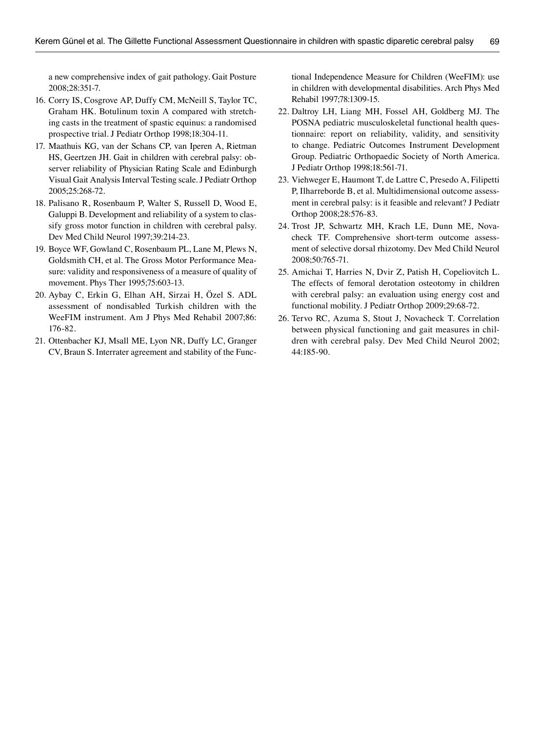a new comprehensive index of gait pathology. Gait Posture 2008;28:351-7.

16. Corry IS, Cosgrove AP, Duffy CM, McNeill S, Taylor TC, Graham HK. Botulinum toxin A compared with stretching casts in the treatment of spastic equinus: a randomised prospective trial. J Pediatr Orthop 1998;18:304-11.
17. Maathuis KG, van der Schans CP, van Iperen A, Rietman HS, Geertzen JH. Gait in children with cerebral palsy: observer reliability of Physician Rating Scale and Edinburgh Visual Gait Analysis Interval Testing scale. J Pediatr Orthop 2005;25:268-72.
18. Palisano R, Rosenbaum P, Walter S, Russell D, Wood E, Galuppi B. Development and reliability of a system to classify gross motor function in children with cerebral palsy. Dev Med Child Neurol 1997;39:214-23.
19. Boyce WF, Gowland C, Rosenbaum PL, Lane M, Plews N, Goldsmith CH, et al. The Gross Motor Performance Measure: validity and responsiveness of a measure of quality of movement. Phys Ther 1995;75:603-13.
20. Aybay C, Erkin G, Elhan AH, Sirzai H, Özel S. ADL assessment of nondisabled Turkish children with the WeeFIM instrument. Am J Phys Med Rehabil 2007;86: 176-82.
21. Ottenbacher KJ, Msall ME, Lyon NR, Duffy LC, Granger CV, Braun S. Interrater agreement and stability of the Functional Independence Measure for Children (WeeFIM): use in children with developmental disabilities. Arch Phys Med Rehabil 1997;78:1309-15.
22. Daltroy LH, Liang MH, Fossel AH, Goldberg MJ. The POSNA pediatric musculoskeletal functional health questionnaire: report on reliability, validity, and sensitivity to change. Pediatric Outcomes Instrument Development Group. Pediatric Orthopaedic Society of North America. J Pediatr Orthop 1998;18:561-71.
23. Viehweger E, Haumont T, de Lattre C, Presedo A, Filipetti P, Ilharreborde B, et al. Multidimensional outcome assessment in cerebral palsy: is it feasible and relevant? J Pediatr Orthop 2008;28:576-83.
24. Trost JP, Schwartz MH, Krach LE, Dunn ME, Novacheck TF. Comprehensive short-term outcome assessment of selective dorsal rhizotomy. Dev Med Child Neurol 2008;50:765-71.
25. Amichai T, Harries N, Dvir Z, Patish H, Copeliovitch L. The effects of femoral derotation osteotomy in children with cerebral palsy: an evaluation using energy cost and functional mobility. J Pediatr Orthop 2009;29:68-72.
26. Tervo RC, Azuma S, Stout J, Novacheck T. Correlation between physical functioning and gait measures in children with cerebral palsy. Dev Med Child Neurol 2002; 44:185-90.